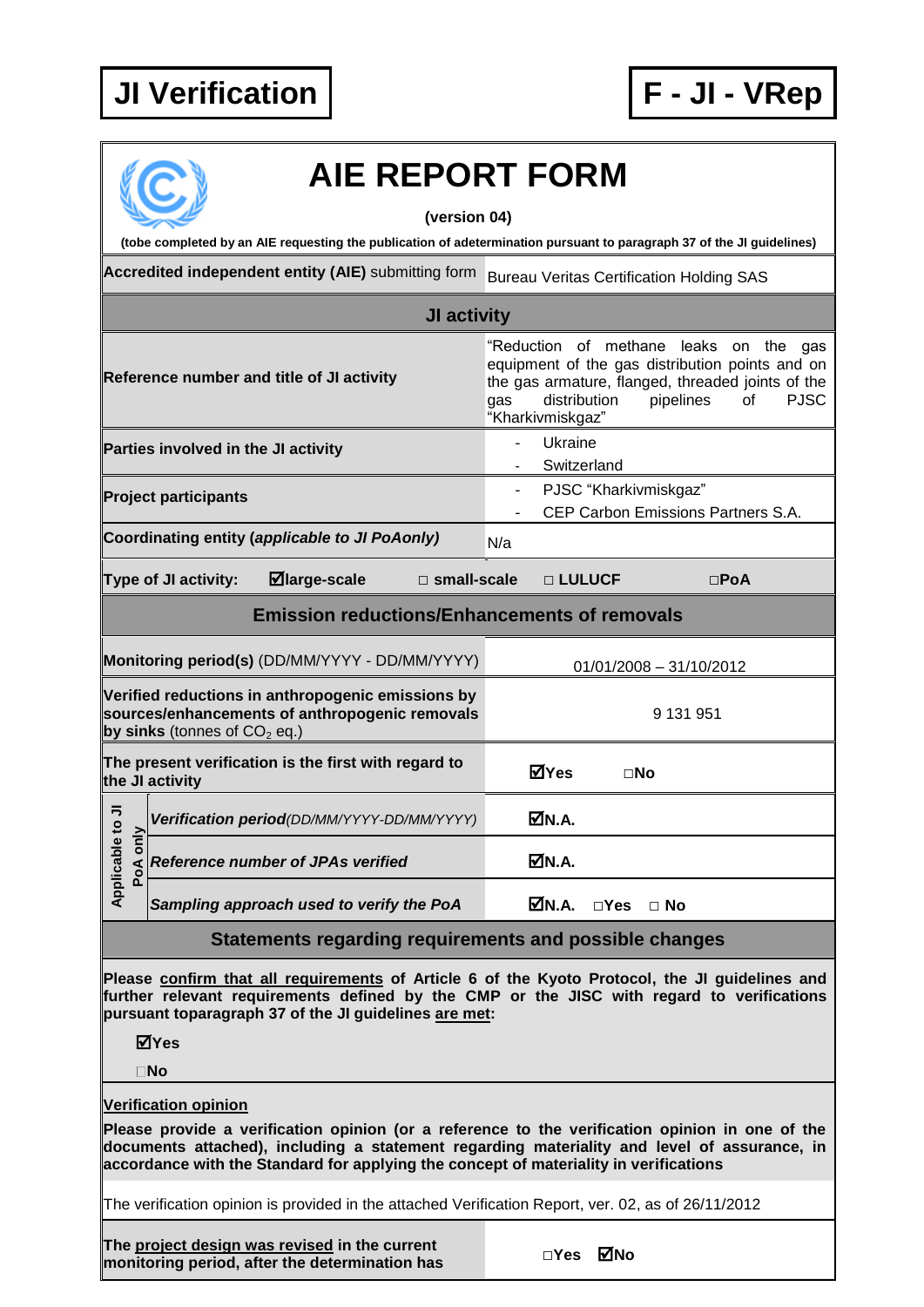**JI Verification** | **F - JI - VRep**

# AIE REPORT FORM

**(version 04)**

**(tobe completed by an AIE requesting the publication of adetermination pursuant to paragraph 37 of the JI guidelines)**

| **Accredited independent entity (AIE)** submitting form | Bureau Veritas Certification Holding SAS |
|---|---|
| **JI activity** | |
| **Reference number and title of JI activity** | "Reduction of methane leaks on the gas equipment of the gas distribution points and on the gas armature, flanged, threaded joints of the gas distribution pipelines of PJSC "Kharkivmiskgaz" |
| **Parties involved in the JI activity** | - Ukraine<br>- Switzerland |
| **Project participants** | - PJSC "Kharkivmiskgaz"<br>- CEP Carbon Emissions Partners S.A. |
| **Coordinating entity (*applicable to JI PoAonly*)** | N/a |
| **Type of JI activity:** ☑**large-scale** □ **small-scale** | □ **LULUCF** □**PoA** |
| **Emission reductions/Enhancements of removals** | |
| **Monitoring period(s)** (DD/MM/YYYY - DD/MM/YYYY) | 01/01/2008 – 31/10/2012 |
| **Verified reductions in anthropogenic emissions by sources/enhancements of anthropogenic removals by sinks** (tonnes of $CO_2$ eq.) | 9 131 951 |
| **The present verification is the first with regard to the JI activity** | ☑**Yes** □**No** |
| **Applicable to JI PoA only** – ***Verification period****(DD/MM/YYYY-DD/MM/YYYY)* | ☑**N.A.** |
| **Applicable to JI PoA only** – ***Reference number of JPAs verified*** | ☑**N.A.** |
| **Applicable to JI PoA only** – ***Sampling approach used to verify the PoA*** | ☑**N.A.** □**Yes** □ **No** |

## Statements regarding requirements and possible changes

**Please confirm that all requirements of Article 6 of the Kyoto Protocol, the JI guidelines and further relevant requirements defined by the CMP or the JISC with regard to verifications pursuant toparagraph 37 of the JI guidelines are met:**

☑**Yes**

□**No**

**Verification opinion**

**Please provide a verification opinion (or a reference to the verification opinion in one of the documents attached), including a statement regarding materiality and level of assurance, in accordance with the Standard for applying the concept of materiality in verifications**

The verification opinion is provided in the attached Verification Report, ver. 02, as of 26/11/2012

| **The project design was revised in the current monitoring period, after the determination has** | □**Yes** ☑**No** |
|---|---|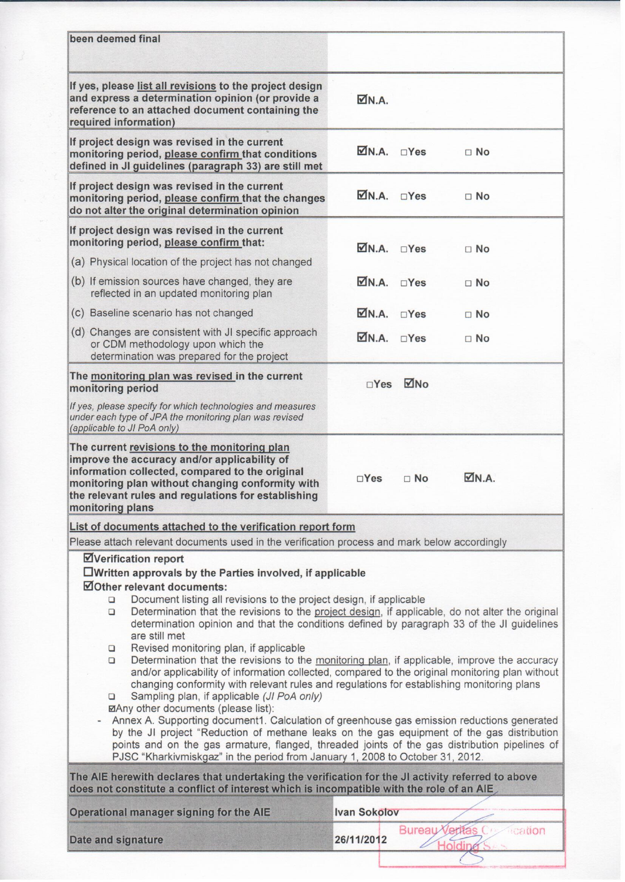| | |
|---|---|
| been deemed final | |
| If yes, please list all revisions to the project design and express a determination opinion (or provide a reference to an attached document containing the required information) | ☑N.A. |
| If project design was revised in the current monitoring period, please confirm that conditions defined in JI guidelines (paragraph 33) are still met | ☑N.A. ☐Yes ☐ No |
| If project design was revised in the current monitoring period, please confirm that the changes do not alter the original determination opinion | ☑N.A. ☐Yes ☐ No |
| If project design was revised in the current monitoring period, please confirm that: (a) Physical location of the project has not changed | ☑N.A. ☐Yes ☐ No |
| (b) If emission sources have changed, they are reflected in an updated monitoring plan | ☑N.A. ☐Yes ☐ No |
| (c) Baseline scenario has not changed | ☑N.A. ☐Yes ☐ No |
| (d) Changes are consistent with JI specific approach or CDM methodology upon which the determination was prepared for the project | ☑N.A. ☐Yes ☐ No |
| The monitoring plan was revised in the current monitoring period *If yes, please specify for which technologies and measures under each type of JPA the monitoring plan was revised (applicable to JI PoA only)* | ☐Yes ☑No |
| The current revisions to the monitoring plan improve the accuracy and/or applicability of information collected, compared to the original monitoring plan without changing conformity with the relevant rules and regulations for establishing monitoring plans | ☐Yes ☐ No ☑N.A. |

**List of documents attached to the verification report form**

Please attach relevant documents used in the verification process and mark below accordingly

☑**Verification report**

☐**Written approvals by the Parties involved, if applicable**

☑**Other relevant documents:**

- ☐ Document listing all revisions to the project design, if applicable
- ☐ Determination that the revisions to the project design, if applicable, do not alter the original determination opinion and that the conditions defined by paragraph 33 of the JI guidelines are still met
- ☐ Revised monitoring plan, if applicable
- ☐ Determination that the revisions to the monitoring plan, if applicable, improve the accuracy and/or applicability of information collected, compared to the original monitoring plan without changing conformity with relevant rules and regulations for establishing monitoring plans
- ☐ Sampling plan, if applicable *(JI PoA only)*
- ☑Any other documents (please list):
  - Annex A. Supporting document1. Calculation of greenhouse gas emission reductions generated by the JI project "Reduction of methane leaks on the gas equipment of the gas distribution points and on the gas armature, flanged, threaded joints of the gas distribution pipelines of PJSC "Kharkivmiskgaz" in the period from January 1, 2008 to October 31, 2012.

**The AIE herewith declares that undertaking the verification for the JI activity referred to above does not constitute a conflict of interest which is incompatible with the role of an AIE**

| | |
|---|---|
| Operational manager signing for the AIE | Ivan Sokolov |
| Date and signature | 26/11/2012 |